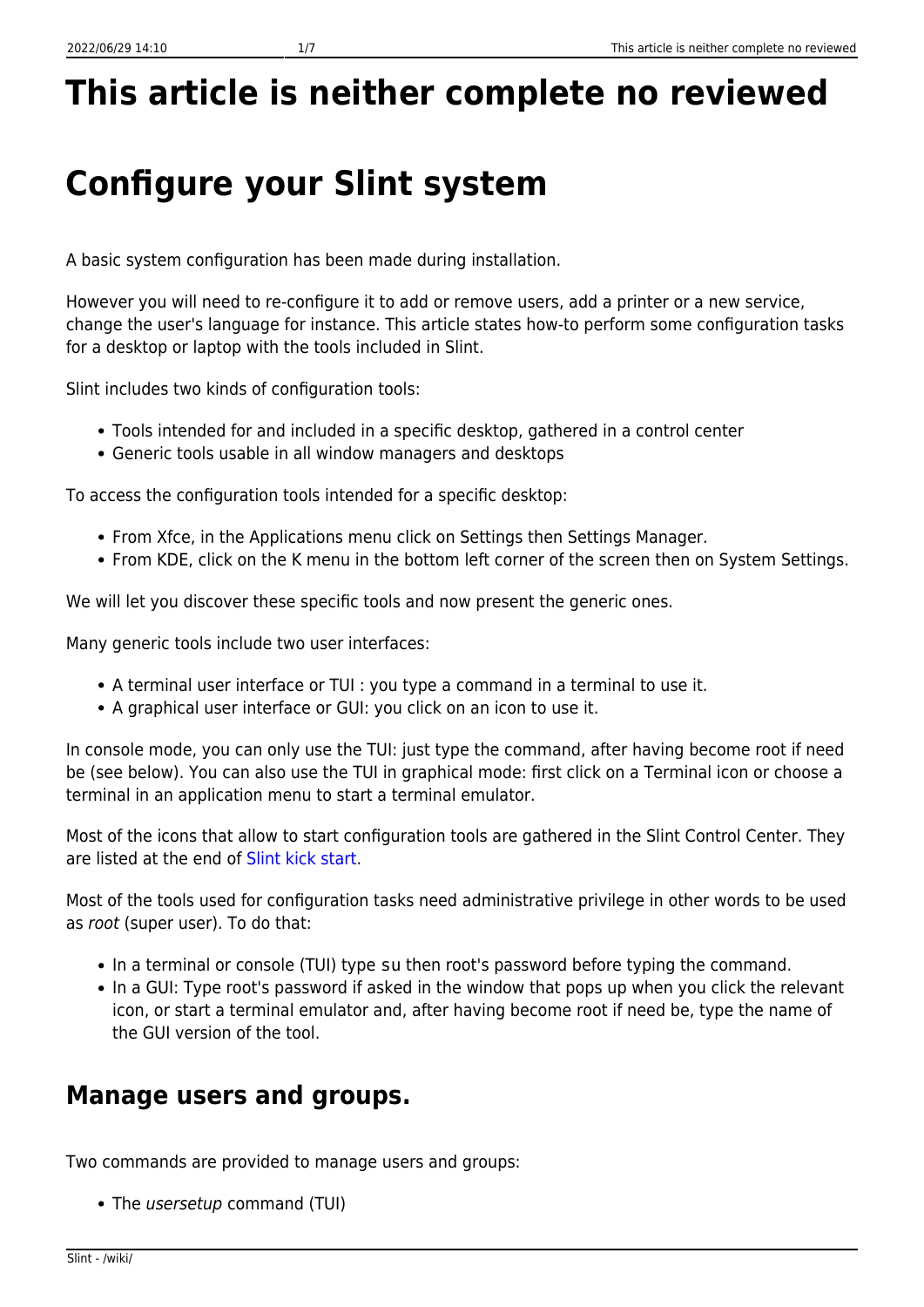# This article is neither complete no reviewed

# Configure your Slint system

A basic system configuration has been made during installation.

However you will need to re-configure it to add or remove users, add a printer or a new service, change the user's language for instance. This article states how-to perform some configuration tasks for a desktop or laptop with the tools included in Slint.

Slint includes two kinds of configuration tools:

- Tools intended for and included in a specific desktop, gathered in a control center
- Generic tools usable in all window managers and desktops

To access the configuration tools intended for a specific desktop:

- From Xfce, in the Applications menu click on Settings then Settings Manager.
- From KDE, click on the K menu in the bottom left corner of the screen then on System Settings.

We will let you discover these specific tools and now present the generic ones.

Many generic tools include two user interfaces:

- A terminal user interface or TUI : you type a command in a terminal to use it.
- A graphical user interface or GUI: you click on an icon to use it.

In console mode, you can only use the TUI: just type the command, after having become root if need be (see below). You can also use the TUI in graphical mode: first click on a Terminal icon or choose a terminal in an application menu to start a terminal emulator.

Most of the icons that allow to start configuration tools are gathered in the Slint Control Center. They are listed at the end of Slint kick start.

Most of the tools used for configuration tasks need administrative privilege in other words to be used as *root* (super user). To do that:

- In a terminal or console (TUI) type `su` then root's password before typing the command.
- In a GUI: Type root's password if asked in the window that pops up when you click the relevant icon, or start a terminal emulator and, after having become root if need be, type the name of the GUI version of the tool.

## Manage users and groups.

Two commands are provided to manage users and groups:

- The *usersetup* command (TUI)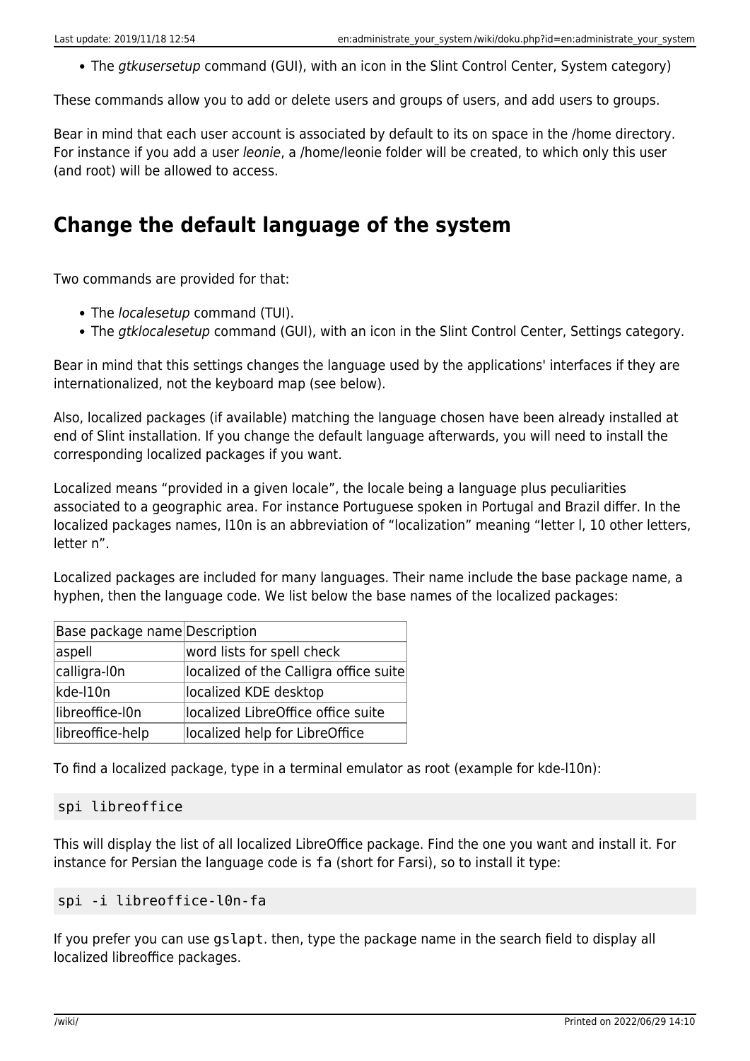- The *gtkusersetup* command (GUI), with an icon in the Slint Control Center, System category)

These commands allow you to add or delete users and groups of users, and add users to groups.

Bear in mind that each user account is associated by default to its on space in the /home directory. For instance if you add a user *leonie*, a /home/leonie folder will be created, to which only this user (and root) will be allowed to access.

## Change the default language of the system

Two commands are provided for that:

- The *localesetup* command (TUI).
- The *gtklocalesetup* command (GUI), with an icon in the Slint Control Center, Settings category.

Bear in mind that this settings changes the language used by the applications' interfaces if they are internationalized, not the keyboard map (see below).

Also, localized packages (if available) matching the language chosen have been already installed at end of Slint installation. If you change the default language afterwards, you will need to install the corresponding localized packages if you want.

Localized means "provided in a given locale", the locale being a language plus peculiarities associated to a geographic area. For instance Portuguese spoken in Portugal and Brazil differ. In the localized packages names, l10n is an abbreviation of "localization" meaning "letter l, 10 other letters, letter n".

Localized packages are included for many languages. Their name include the base package name, a hyphen, then the language code. We list below the base names of the localized packages:

| Base package name | Description |
|---|---|
| aspell | word lists for spell check |
| calligra-l0n | localized of the Calligra office suite |
| kde-l10n | localized KDE desktop |
| libreoffice-l0n | localized LibreOffice office suite |
| libreoffice-help | localized help for LibreOffice |

To find a localized package, type in a terminal emulator as root (example for kde-l10n):

```
spi libreoffice
```

This will display the list of all localized LibreOffice package. Find the one you want and install it. For instance for Persian the language code is `fa` (short for Farsi), so to install it type:

```
spi -i libreoffice-l0n-fa
```

If you prefer you can use `gslapt`. then, type the package name in the search field to display all localized libreoffice packages.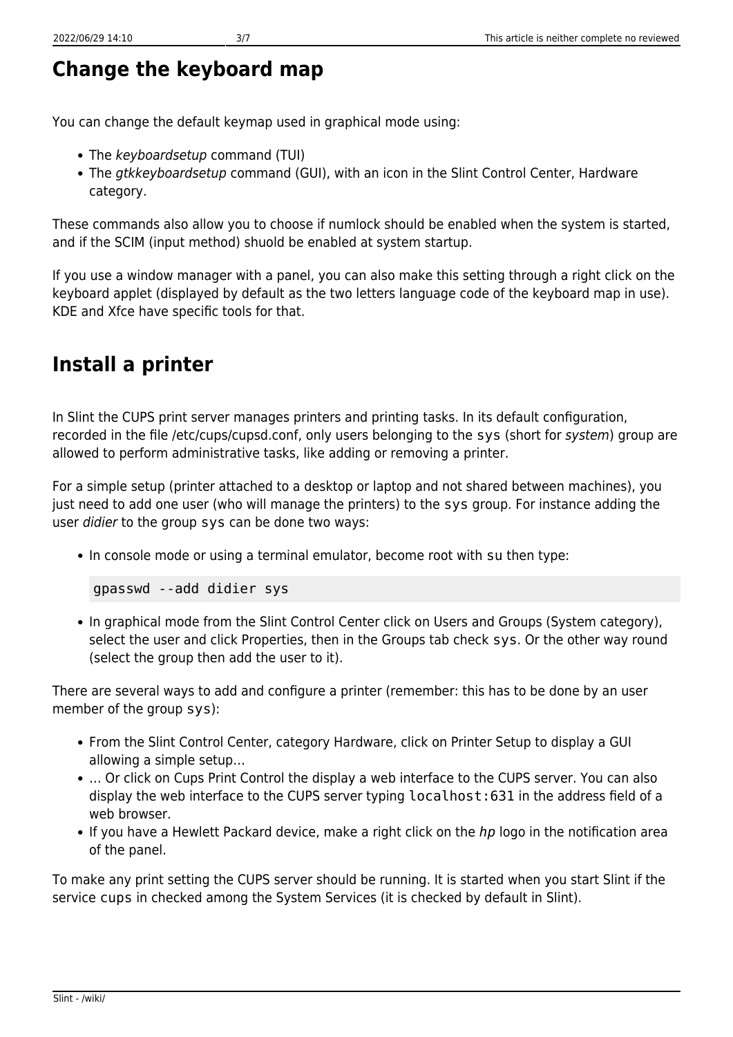## Change the keyboard map

You can change the default keymap used in graphical mode using:

- The *keyboardsetup* command (TUI)
- The *gtkkeyboardsetup* command (GUI), with an icon in the Slint Control Center, Hardware category.

These commands also allow you to choose if numlock should be enabled when the system is started, and if the SCIM (input method) shuold be enabled at system startup.

If you use a window manager with a panel, you can also make this setting through a right click on the keyboard applet (displayed by default as the two letters language code of the keyboard map in use). KDE and Xfce have specific tools for that.

## Install a printer

In Slint the CUPS print server manages printers and printing tasks. In its default configuration, recorded in the file /etc/cups/cupsd.conf, only users belonging to the `sys` (short for *system*) group are allowed to perform administrative tasks, like adding or removing a printer.

For a simple setup (printer attached to a desktop or laptop and not shared between machines), you just need to add one user (who will manage the printers) to the `sys` group. For instance adding the user *didier* to the group `sys` can be done two ways:

- In console mode or using a terminal emulator, become root with `su` then type:

```
gpasswd --add didier sys
```

- In graphical mode from the Slint Control Center click on Users and Groups (System category), select the user and click Properties, then in the Groups tab check `sys`. Or the other way round (select the group then add the user to it).

There are several ways to add and configure a printer (remember: this has to be done by an user member of the group `sys`):

- From the Slint Control Center, category Hardware, click on Printer Setup to display a GUI allowing a simple setup…
- … Or click on Cups Print Control the display a web interface to the CUPS server. You can also display the web interface to the CUPS server typing `localhost:631` in the address field of a web browser.
- If you have a Hewlett Packard device, make a right click on the *hp* logo in the notification area of the panel.

To make any print setting the CUPS server should be running. It is started when you start Slint if the service `cups` in checked among the System Services (it is checked by default in Slint).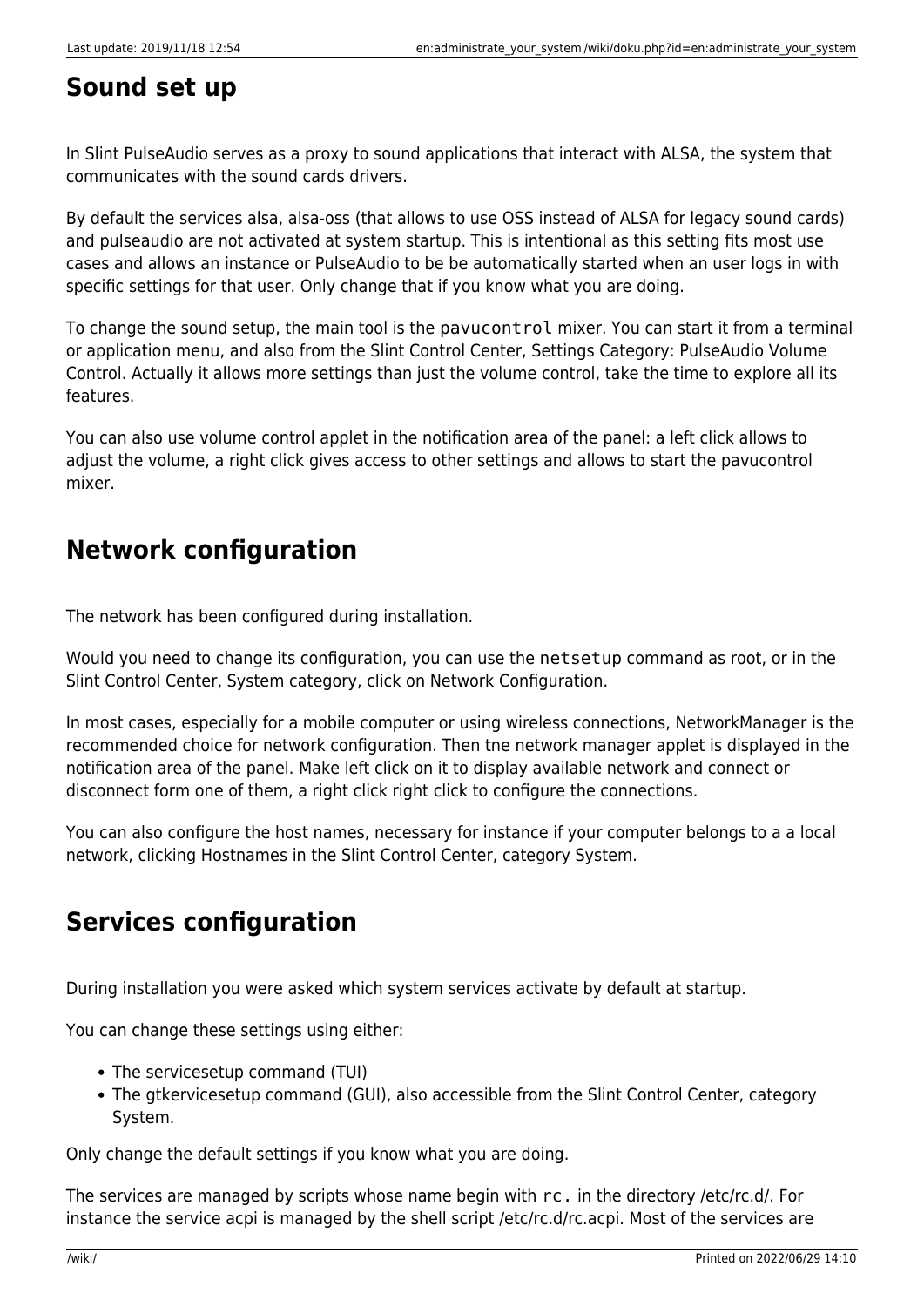## Sound set up

In Slint PulseAudio serves as a proxy to sound applications that interact with ALSA, the system that communicates with the sound cards drivers.

By default the services alsa, alsa-oss (that allows to use OSS instead of ALSA for legacy sound cards) and pulseaudio are not activated at system startup. This is intentional as this setting fits most use cases and allows an instance or PulseAudio to be be automatically started when an user logs in with specific settings for that user. Only change that if you know what you are doing.

To change the sound setup, the main tool is the `pavucontrol` mixer. You can start it from a terminal or application menu, and also from the Slint Control Center, Settings Category: PulseAudio Volume Control. Actually it allows more settings than just the volume control, take the time to explore all its features.

You can also use volume control applet in the notification area of the panel: a left click allows to adjust the volume, a right click gives access to other settings and allows to start the pavucontrol mixer.

## Network configuration

The network has been configured during installation.

Would you need to change its configuration, you can use the `netsetup` command as root, or in the Slint Control Center, System category, click on Network Configuration.

In most cases, especially for a mobile computer or using wireless connections, NetworkManager is the recommended choice for network configuration. Then tne network manager applet is displayed in the notification area of the panel. Make left click on it to display available network and connect or disconnect form one of them, a right click right click to configure the connections.

You can also configure the host names, necessary for instance if your computer belongs to a a local network, clicking Hostnames in the Slint Control Center, category System.

## Services configuration

During installation you were asked which system services activate by default at startup.

You can change these settings using either:

- The servicesetup command (TUI)
- The gtkservicesetup command (GUI), also accessible from the Slint Control Center, category System.

Only change the default settings if you know what you are doing.

The services are managed by scripts whose name begin with `rc.` in the directory /etc/rc.d/. For instance the service acpi is managed by the shell script /etc/rc.d/rc.acpi. Most of the services are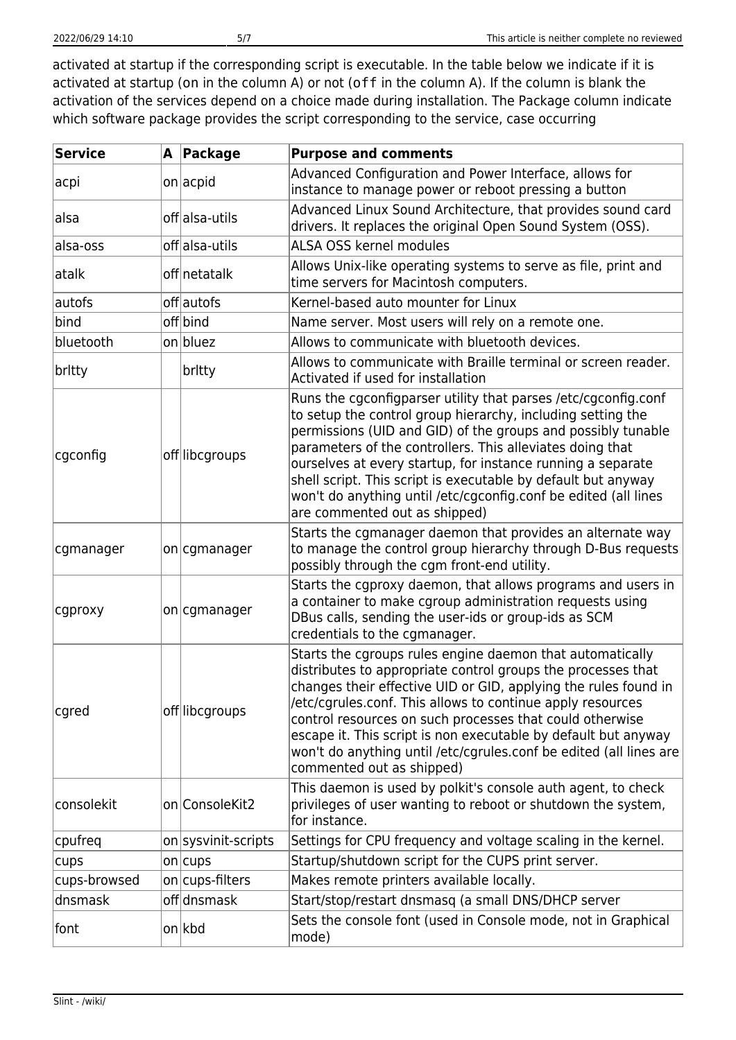activated at startup if the corresponding script is executable. In the table below we indicate if it is activated at startup (on in the column A) or not (`off` in the column A). If the column is blank the activation of the services depend on a choice made during installation. The Package column indicate which software package provides the script corresponding to the service, case occurring

| Service | A | Package | Purpose and comments |
|---|---|---|---|
| acpi | on | acpid | Advanced Configuration and Power Interface, allows for instance to manage power or reboot pressing a button |
| alsa | off | alsa-utils | Advanced Linux Sound Architecture, that provides sound card drivers. It replaces the original Open Sound System (OSS). |
| alsa-oss | off | alsa-utils | ALSA OSS kernel modules |
| atalk | off | netatalk | Allows Unix-like operating systems to serve as file, print and time servers for Macintosh computers. |
| autofs | off | autofs | Kernel-based auto mounter for Linux |
| bind | off | bind | Name server. Most users will rely on a remote one. |
| bluetooth | on | bluez | Allows to communicate with bluetooth devices. |
| brltty | | brltty | Allows to communicate with Braille terminal or screen reader. Activated if used for installation |
| cgconfig | off | libcgroups | Runs the cgconfigparser utility that parses /etc/cgconfig.conf to setup the control group hierarchy, including setting the permissions (UID and GID) of the groups and possibly tunable parameters of the controllers. This alleviates doing that ourselves at every startup, for instance running a separate shell script. This script is executable by default but anyway won't do anything until /etc/cgconfig.conf be edited (all lines are commented out as shipped) |
| cgmanager | on | cgmanager | Starts the cgmanager daemon that provides an alternate way to manage the control group hierarchy through D-Bus requests possibly through the cgm front-end utility. |
| cgproxy | on | cgmanager | Starts the cgproxy daemon, that allows programs and users in a container to make cgroup administration requests using DBus calls, sending the user-ids or group-ids as SCM credentials to the cgmanager. |
| cgred | off | libcgroups | Starts the cgroups rules engine daemon that automatically distributes to appropriate control groups the processes that changes their effective UID or GID, applying the rules found in /etc/cgrules.conf. This allows to continue apply resources control resources on such processes that could otherwise escape it. This script is non executable by default but anyway won't do anything until /etc/cgrules.conf be edited (all lines are commented out as shipped) |
| consolekit | on | ConsoleKit2 | This daemon is used by polkit's console auth agent, to check privileges of user wanting to reboot or shutdown the system, for instance. |
| cpufreq | on | sysvinit-scripts | Settings for CPU frequency and voltage scaling in the kernel. |
| cups | on | cups | Startup/shutdown script for the CUPS print server. |
| cups-browsed | on | cups-filters | Makes remote printers available locally. |
| dnsmask | off | dnsmask | Start/stop/restart dnsmasq (a small DNS/DHCP server |
| font | on | kbd | Sets the console font (used in Console mode, not in Graphical mode) |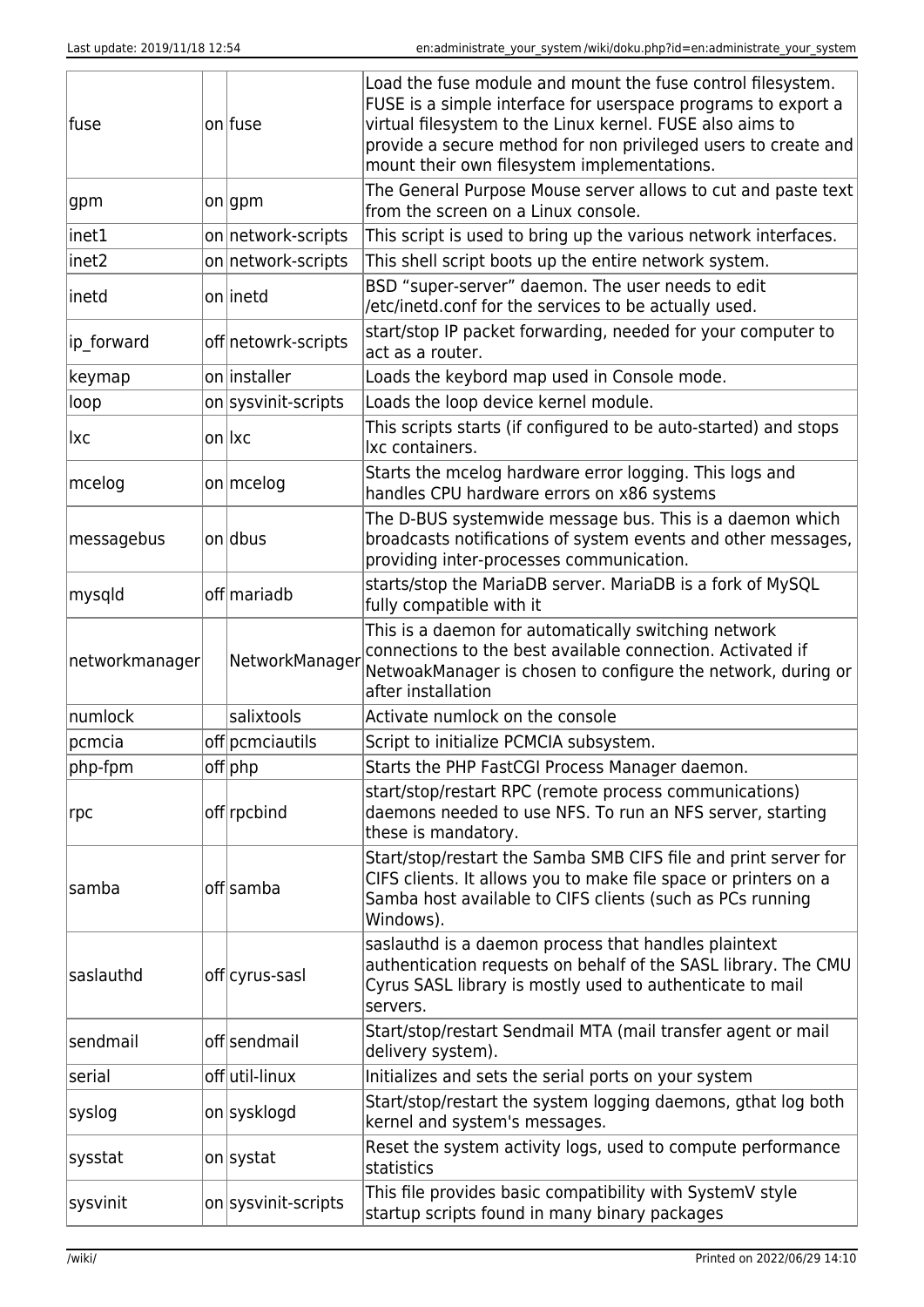| | | | |
|---|---|---|---|
| fuse | on | fuse | Load the fuse module and mount the fuse control filesystem. FUSE is a simple interface for userspace programs to export a virtual filesystem to the Linux kernel. FUSE also aims to provide a secure method for non privileged users to create and mount their own filesystem implementations. |
| gpm | on | gpm | The General Purpose Mouse server allows to cut and paste text from the screen on a Linux console. |
| inet1 | on | network-scripts | This script is used to bring up the various network interfaces. |
| inet2 | on | network-scripts | This shell script boots up the entire network system. |
| inetd | on | inetd | BSD “super-server” daemon. The user needs to edit /etc/inetd.conf for the services to be actually used. |
| ip_forward | off | netowrk-scripts | start/stop IP packet forwarding, needed for your computer to act as a router. |
| keymap | on | installer | Loads the keybord map used in Console mode. |
| loop | on | sysvinit-scripts | Loads the loop device kernel module. |
| lxc | on | lxc | This scripts starts (if configured to be auto-started) and stops lxc containers. |
| mcelog | on | mcelog | Starts the mcelog hardware error logging. This logs and handles CPU hardware errors on x86 systems |
| messagebus | on | dbus | The D-BUS systemwide message bus. This is a daemon which broadcasts notifications of system events and other messages, providing inter-processes communication. |
| mysqld | off | mariadb | starts/stop the MariaDB server. MariaDB is a fork of MySQL fully compatible with it |
| networkmanager | | NetworkManager | This is a daemon for automatically switching network connections to the best available connection. Activated if NetwoakManager is chosen to configure the network, during or after installation |
| numlock | | salixtools | Activate numlock on the console |
| pcmcia | off | pcmciautils | Script to initialize PCMCIA subsystem. |
| php-fpm | off | php | Starts the PHP FastCGI Process Manager daemon. |
| rpc | off | rpcbind | start/stop/restart RPC (remote process communications) daemons needed to use NFS. To run an NFS server, starting these is mandatory. |
| samba | off | samba | Start/stop/restart the Samba SMB CIFS file and print server for CIFS clients. It allows you to make file space or printers on a Samba host available to CIFS clients (such as PCs running Windows). |
| saslauthd | off | cyrus-sasl | saslauthd is a daemon process that handles plaintext authentication requests on behalf of the SASL library. The CMU Cyrus SASL library is mostly used to authenticate to mail servers. |
| sendmail | off | sendmail | Start/stop/restart Sendmail MTA (mail transfer agent or mail delivery system). |
| serial | off | util-linux | Initializes and sets the serial ports on your system |
| syslog | on | sysklogd | Start/stop/restart the system logging daemons, gthat log both kernel and system's messages. |
| sysstat | on | systat | Reset the system activity logs, used to compute performance statistics |
| sysvinit | on | sysvinit-scripts | This file provides basic compatibility with SystemV style startup scripts found in many binary packages |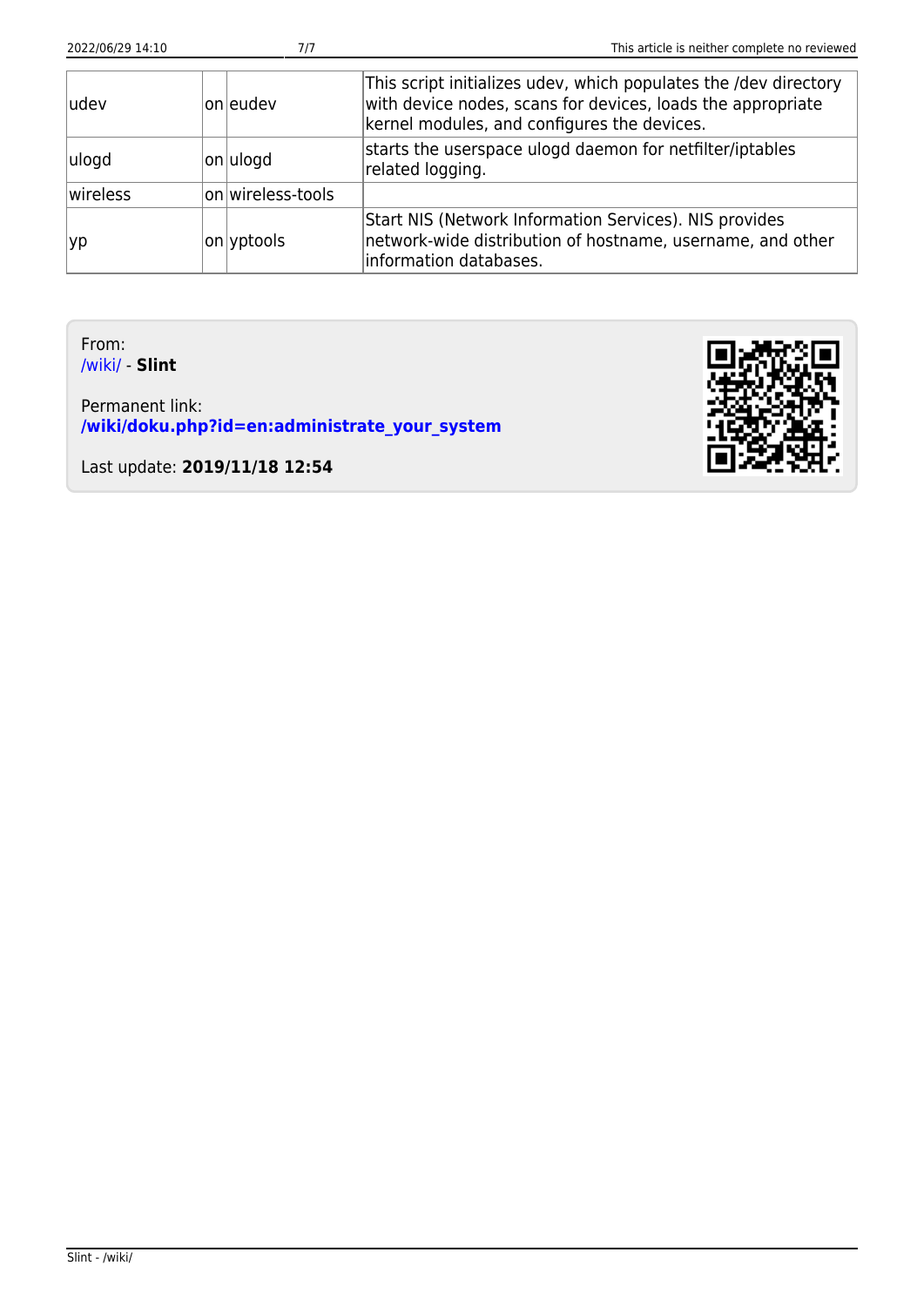| | | | |
|---|---|---|---|
| udev | on | eudev | This script initializes udev, which populates the /dev directory with device nodes, scans for devices, loads the appropriate kernel modules, and configures the devices. |
| ulogd | on | ulogd | starts the userspace ulogd daemon for netfilter/iptables related logging. |
| wireless | on | wireless-tools | |
| yp | on | yptools | Start NIS (Network Information Services). NIS provides network-wide distribution of hostname, username, and other information databases. |

From:
/wiki/ - **Slint**

Permanent link:
**/wiki/doku.php?id=en:administrate_your_system**

Last update: **2019/11/18 12:54**